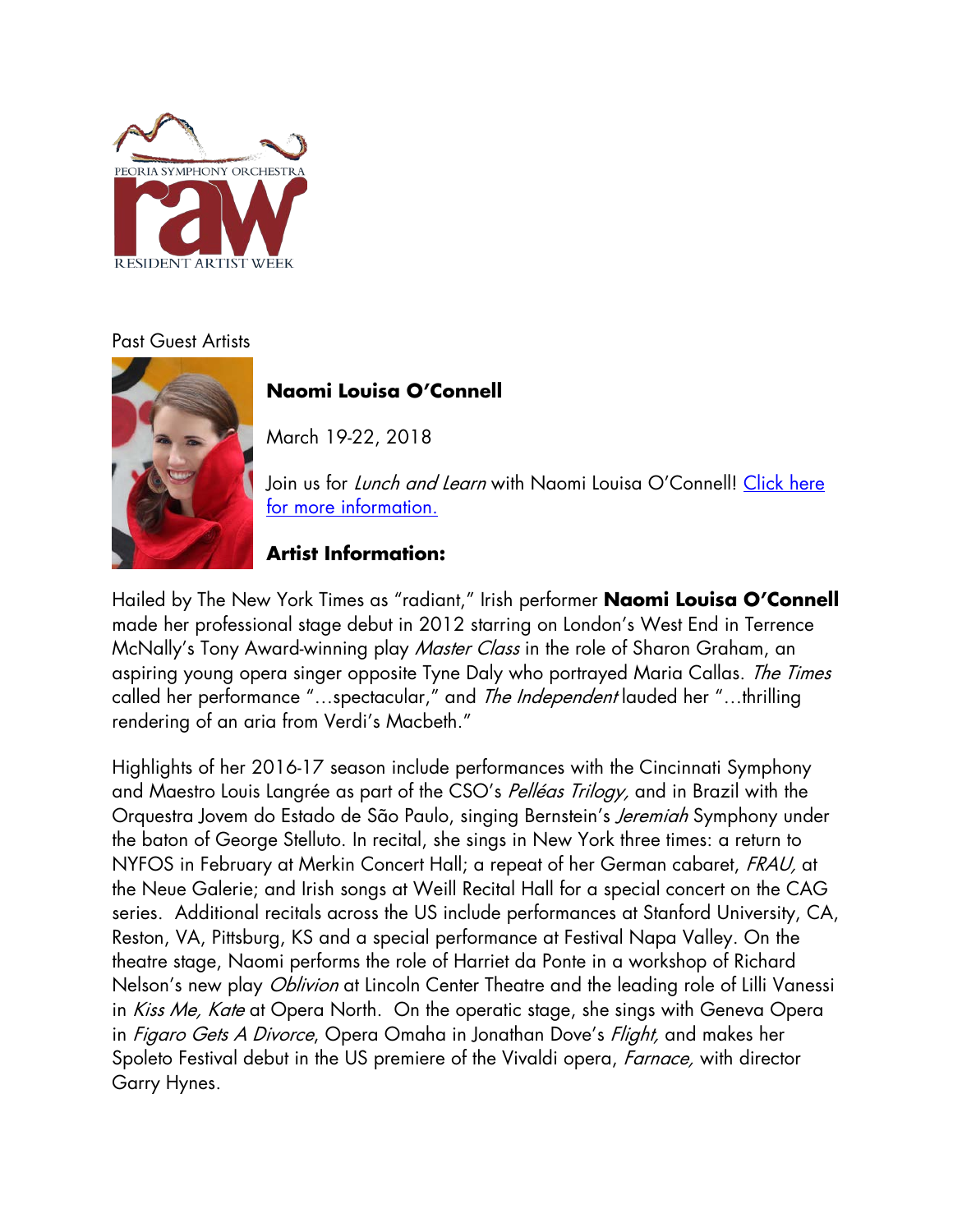PEORIA SYMPHONY ORCHESTRA

raw

RESIDENT ARTIST WEEK

Past Guest Artists

## Naomi Louisa O'Connell

March 19-22, 2018

Join us for *Lunch and Learn* with Naomi Louisa O'Connell! [Click here for more information.]

### Artist Information:

Hailed by The New York Times as "radiant," Irish performer **Naomi Louisa O'Connell** made her professional stage debut in 2012 starring on London's West End in Terrence McNally's Tony Award-winning play *Master Class* in the role of Sharon Graham, an aspiring young opera singer opposite Tyne Daly who portrayed Maria Callas. *The Times* called her performance "…spectacular," and *The Independent* lauded her "…thrilling rendering of an aria from Verdi's Macbeth."

Highlights of her 2016-17 season include performances with the Cincinnati Symphony and Maestro Louis Langrée as part of the CSO's *Pelléas Trilogy,* and in Brazil with the Orquestra Jovem do Estado de São Paulo, singing Bernstein's *Jeremiah* Symphony under the baton of George Stelluto. In recital, she sings in New York three times: a return to NYFOS in February at Merkin Concert Hall; a repeat of her German cabaret, *FRAU,* at the Neue Galerie; and Irish songs at Weill Recital Hall for a special concert on the CAG series. Additional recitals across the US include performances at Stanford University, CA, Reston, VA, Pittsburg, KS and a special performance at Festival Napa Valley. On the theatre stage, Naomi performs the role of Harriet da Ponte in a workshop of Richard Nelson's new play *Oblivion* at Lincoln Center Theatre and the leading role of Lilli Vanessi in *Kiss Me, Kate* at Opera North. On the operatic stage, she sings with Geneva Opera in *Figaro Gets A Divorce*, Opera Omaha in Jonathan Dove's *Flight,* and makes her Spoleto Festival debut in the US premiere of the Vivaldi opera, *Farnace,* with director Garry Hynes.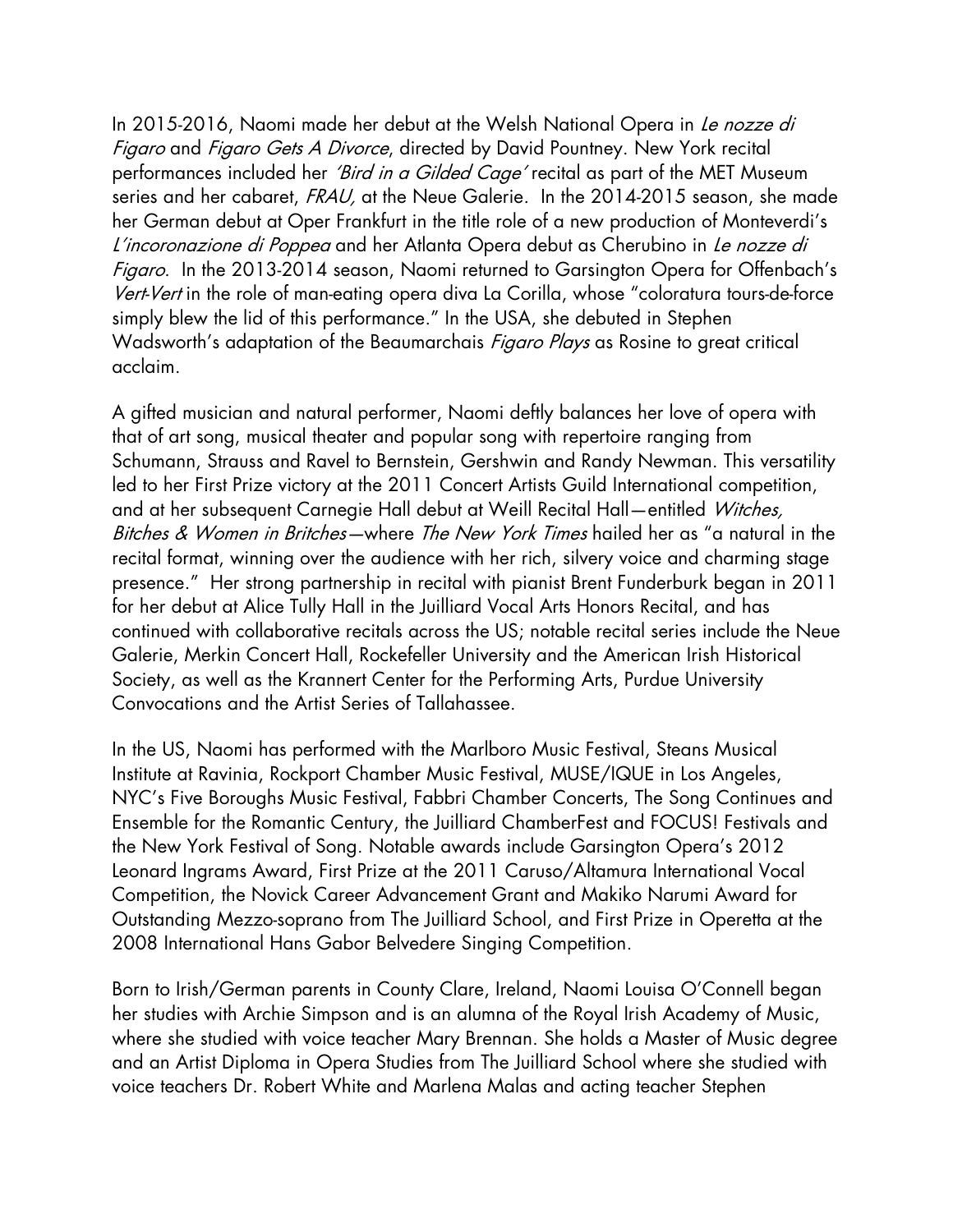In 2015-2016, Naomi made her debut at the Welsh National Opera in *Le nozze di Figaro* and *Figaro Gets A Divorce*, directed by David Pountney. New York recital performances included her *'Bird in a Gilded Cage'* recital as part of the MET Museum series and her cabaret, *FRAU,* at the Neue Galerie. In the 2014-2015 season, she made her German debut at Oper Frankfurt in the title role of a new production of Monteverdi's *L'incoronazione di Poppea* and her Atlanta Opera debut as Cherubino in *Le nozze di Figaro*. In the 2013-2014 season, Naomi returned to Garsington Opera for Offenbach's *Vert-Vert* in the role of man-eating opera diva La Corilla, whose "coloratura tours-de-force simply blew the lid of this performance." In the USA, she debuted in Stephen Wadsworth's adaptation of the Beaumarchais *Figaro Plays* as Rosine to great critical acclaim.

A gifted musician and natural performer, Naomi deftly balances her love of opera with that of art song, musical theater and popular song with repertoire ranging from Schumann, Strauss and Ravel to Bernstein, Gershwin and Randy Newman. This versatility led to her First Prize victory at the 2011 Concert Artists Guild International competition, and at her subsequent Carnegie Hall debut at Weill Recital Hall—entitled *Witches, Bitches & Women in Britches*—where *The New York Times* hailed her as "a natural in the recital format, winning over the audience with her rich, silvery voice and charming stage presence." Her strong partnership in recital with pianist Brent Funderburk began in 2011 for her debut at Alice Tully Hall in the Juilliard Vocal Arts Honors Recital, and has continued with collaborative recitals across the US; notable recital series include the Neue Galerie, Merkin Concert Hall, Rockefeller University and the American Irish Historical Society, as well as the Krannert Center for the Performing Arts, Purdue University Convocations and the Artist Series of Tallahassee.

In the US, Naomi has performed with the Marlboro Music Festival, Steans Musical Institute at Ravinia, Rockport Chamber Music Festival, MUSE/IQUE in Los Angeles, NYC's Five Boroughs Music Festival, Fabbri Chamber Concerts, The Song Continues and Ensemble for the Romantic Century, the Juilliard ChamberFest and FOCUS! Festivals and the New York Festival of Song. Notable awards include Garsington Opera's 2012 Leonard Ingrams Award, First Prize at the 2011 Caruso/Altamura International Vocal Competition, the Novick Career Advancement Grant and Makiko Narumi Award for Outstanding Mezzo-soprano from The Juilliard School, and First Prize in Operetta at the 2008 International Hans Gabor Belvedere Singing Competition.

Born to Irish/German parents in County Clare, Ireland, Naomi Louisa O'Connell began her studies with Archie Simpson and is an alumna of the Royal Irish Academy of Music, where she studied with voice teacher Mary Brennan. She holds a Master of Music degree and an Artist Diploma in Opera Studies from The Juilliard School where she studied with voice teachers Dr. Robert White and Marlena Malas and acting teacher Stephen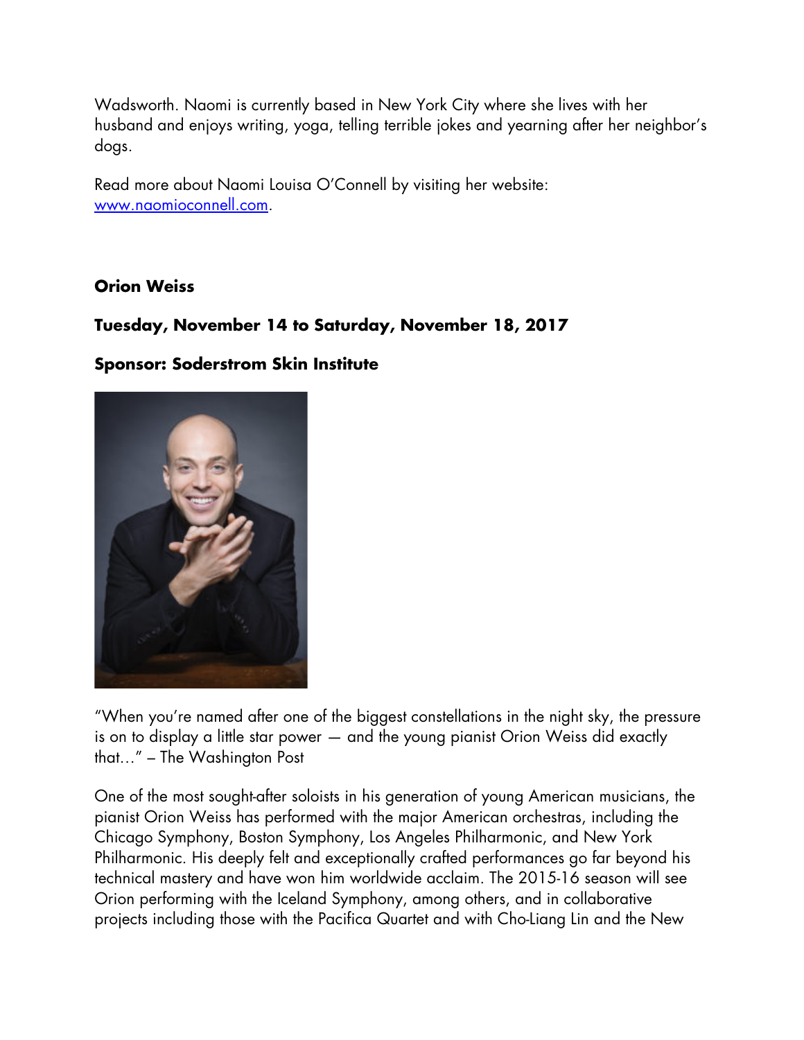Wadsworth. Naomi is currently based in New York City where she lives with her husband and enjoys writing, yoga, telling terrible jokes and yearning after her neighbor's dogs.

Read more about Naomi Louisa O'Connell by visiting her website: [www.naomioconnell.com](http://www.naomioconnell.com).

**Orion Weiss**

**Tuesday, November 14 to Saturday, November 18, 2017**

**Sponsor: Soderstrom Skin Institute**

"When you're named after one of the biggest constellations in the night sky, the pressure is on to display a little star power — and the young pianist Orion Weiss did exactly that…" – The Washington Post

One of the most sought-after soloists in his generation of young American musicians, the pianist Orion Weiss has performed with the major American orchestras, including the Chicago Symphony, Boston Symphony, Los Angeles Philharmonic, and New York Philharmonic. His deeply felt and exceptionally crafted performances go far beyond his technical mastery and have won him worldwide acclaim. The 2015-16 season will see Orion performing with the Iceland Symphony, among others, and in collaborative projects including those with the Pacifica Quartet and with Cho-Liang Lin and the New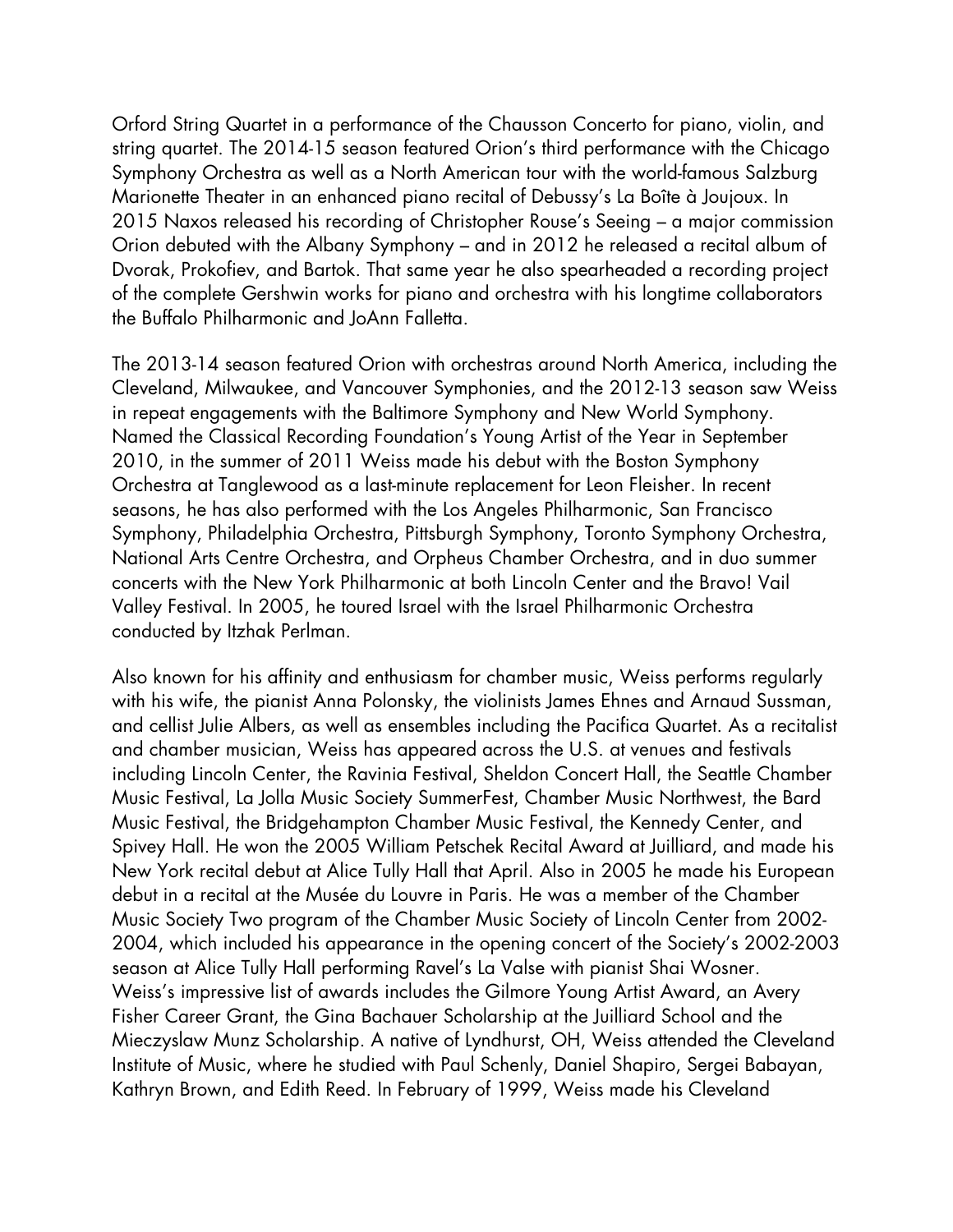Orford String Quartet in a performance of the Chausson Concerto for piano, violin, and string quartet. The 2014-15 season featured Orion's third performance with the Chicago Symphony Orchestra as well as a North American tour with the world-famous Salzburg Marionette Theater in an enhanced piano recital of Debussy's La Boîte à Joujoux. In 2015 Naxos released his recording of Christopher Rouse's Seeing – a major commission Orion debuted with the Albany Symphony – and in 2012 he released a recital album of Dvorak, Prokofiev, and Bartok. That same year he also spearheaded a recording project of the complete Gershwin works for piano and orchestra with his longtime collaborators the Buffalo Philharmonic and JoAnn Falletta.

The 2013-14 season featured Orion with orchestras around North America, including the Cleveland, Milwaukee, and Vancouver Symphonies, and the 2012-13 season saw Weiss in repeat engagements with the Baltimore Symphony and New World Symphony. Named the Classical Recording Foundation's Young Artist of the Year in September 2010, in the summer of 2011 Weiss made his debut with the Boston Symphony Orchestra at Tanglewood as a last-minute replacement for Leon Fleisher. In recent seasons, he has also performed with the Los Angeles Philharmonic, San Francisco Symphony, Philadelphia Orchestra, Pittsburgh Symphony, Toronto Symphony Orchestra, National Arts Centre Orchestra, and Orpheus Chamber Orchestra, and in duo summer concerts with the New York Philharmonic at both Lincoln Center and the Bravo! Vail Valley Festival. In 2005, he toured Israel with the Israel Philharmonic Orchestra conducted by Itzhak Perlman.

Also known for his affinity and enthusiasm for chamber music, Weiss performs regularly with his wife, the pianist Anna Polonsky, the violinists James Ehnes and Arnaud Sussman, and cellist Julie Albers, as well as ensembles including the Pacifica Quartet. As a recitalist and chamber musician, Weiss has appeared across the U.S. at venues and festivals including Lincoln Center, the Ravinia Festival, Sheldon Concert Hall, the Seattle Chamber Music Festival, La Jolla Music Society SummerFest, Chamber Music Northwest, the Bard Music Festival, the Bridgehampton Chamber Music Festival, the Kennedy Center, and Spivey Hall. He won the 2005 William Petschek Recital Award at Juilliard, and made his New York recital debut at Alice Tully Hall that April. Also in 2005 he made his European debut in a recital at the Musée du Louvre in Paris. He was a member of the Chamber Music Society Two program of the Chamber Music Society of Lincoln Center from 2002-2004, which included his appearance in the opening concert of the Society's 2002-2003 season at Alice Tully Hall performing Ravel's La Valse with pianist Shai Wosner. Weiss's impressive list of awards includes the Gilmore Young Artist Award, an Avery Fisher Career Grant, the Gina Bachauer Scholarship at the Juilliard School and the Mieczyslaw Munz Scholarship. A native of Lyndhurst, OH, Weiss attended the Cleveland Institute of Music, where he studied with Paul Schenly, Daniel Shapiro, Sergei Babayan, Kathryn Brown, and Edith Reed. In February of 1999, Weiss made his Cleveland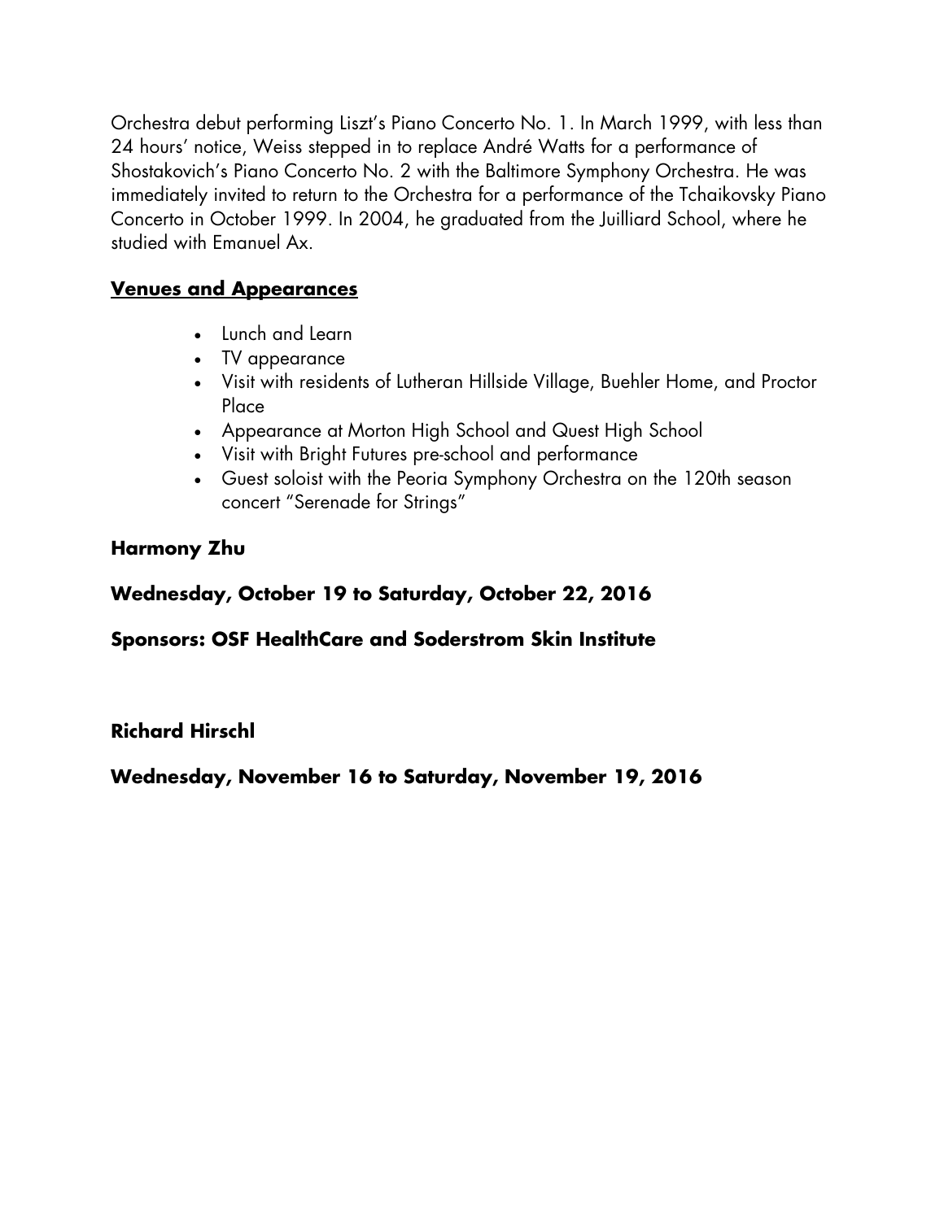Orchestra debut performing Liszt's Piano Concerto No. 1. In March 1999, with less than 24 hours' notice, Weiss stepped in to replace André Watts for a performance of Shostakovich's Piano Concerto No. 2 with the Baltimore Symphony Orchestra. He was immediately invited to return to the Orchestra for a performance of the Tchaikovsky Piano Concerto in October 1999. In 2004, he graduated from the Juilliard School, where he studied with Emanuel Ax.

**Venues and Appearances**

- Lunch and Learn
- TV appearance
- Visit with residents of Lutheran Hillside Village, Buehler Home, and Proctor Place
- Appearance at Morton High School and Quest High School
- Visit with Bright Futures pre-school and performance
- Guest soloist with the Peoria Symphony Orchestra on the 120th season concert "Serenade for Strings"

**Harmony Zhu**

**Wednesday, October 19 to Saturday, October 22, 2016**

**Sponsors: OSF HealthCare and Soderstrom Skin Institute**

**Richard Hirschl**

**Wednesday, November 16 to Saturday, November 19, 2016**